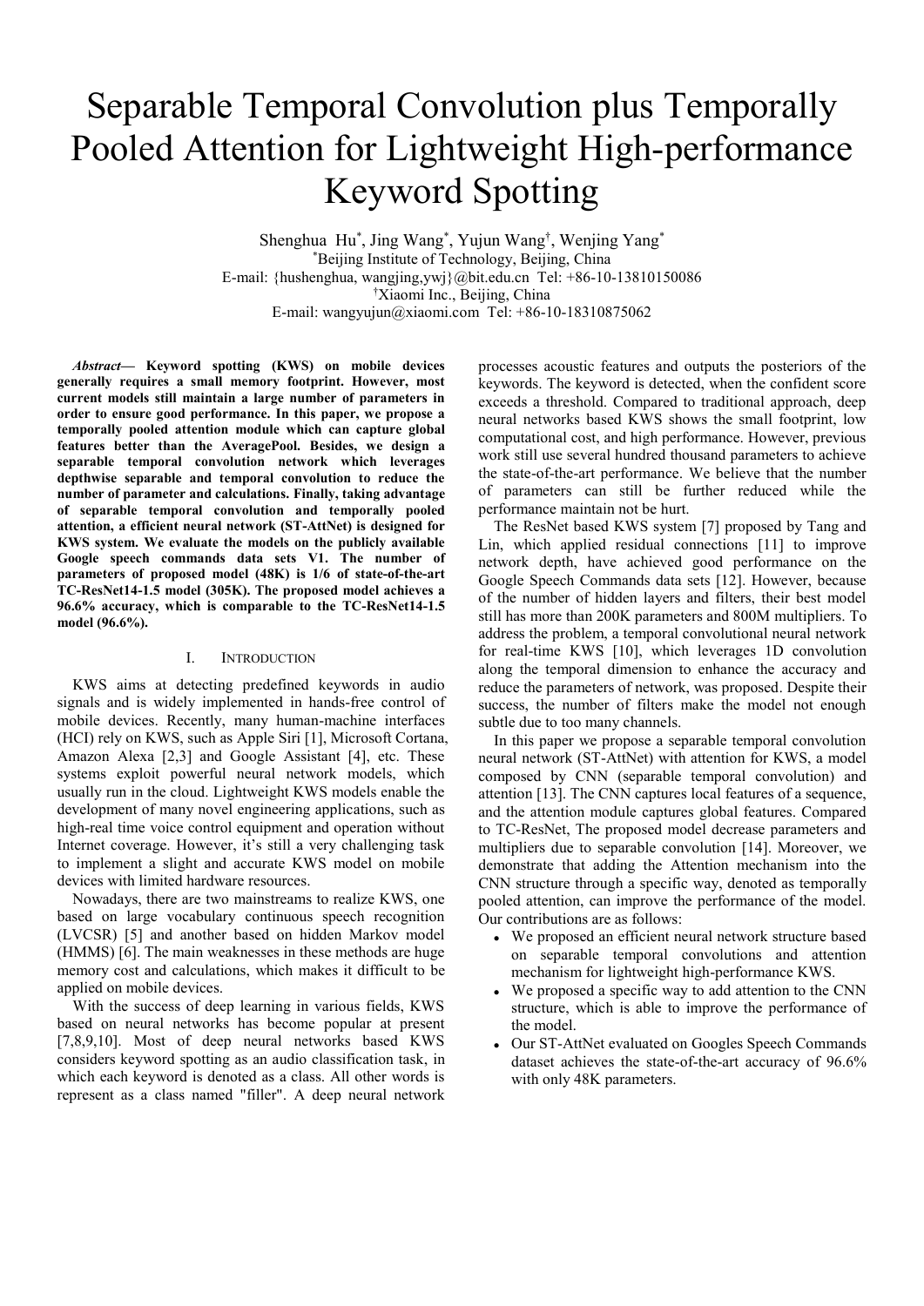# Separable Temporal Convolution plus Temporally Pooled Attention for Lightweight High-performance Keyword Spotting

Shenghua Hu[*], Jing Wang[*], Yujun Wang[†], Wenjing Yang[*]

[*]Beijing Institute of Technology, Beijing, China

E-mail: {hushenghua, wangjing,ywj}@bit.edu.cn Tel: +86-10-13810150086

[†]Xiaomi Inc., Beijing, China

E-mail: wangyujun@xiaomi.com Tel: +86-10-18310875062

***Abstract*— Keyword spotting (KWS) on mobile devices generally requires a small memory footprint. However, most current models still maintain a large number of parameters in order to ensure good performance. In this paper, we propose a temporally pooled attention module which can capture global features better than the AveragePool. Besides, we design a separable temporal convolution network which leverages depthwise separable and temporal convolution to reduce the number of parameter and calculations. Finally, taking advantage of separable temporal convolution and temporally pooled attention, a efficient neural network (ST-AttNet) is designed for KWS system. We evaluate the models on the publicly available Google speech commands data sets V1. The number of parameters of proposed model (48K) is 1/6 of state-of-the-art TC-ResNet14-1.5 model (305K). The proposed model achieves a 96.6% accuracy, which is comparable to the TC-ResNet14-1.5 model (96.6%).**

## I. Introduction

KWS aims at detecting predefined keywords in audio signals and is widely implemented in hands-free control of mobile devices. Recently, many human-machine interfaces (HCI) rely on KWS, such as Apple Siri [1], Microsoft Cortana, Amazon Alexa [2,3] and Google Assistant [4], etc. These systems exploit powerful neural network models, which usually run in the cloud. Lightweight KWS models enable the development of many novel engineering applications, such as high-real time voice control equipment and operation without Internet coverage. However, it's still a very challenging task to implement a slight and accurate KWS model on mobile devices with limited hardware resources.

Nowadays, there are two mainstreams to realize KWS, one based on large vocabulary continuous speech recognition (LVCSR) [5] and another based on hidden Markov model (HMMS) [6]. The main weaknesses in these methods are huge memory cost and calculations, which makes it difficult to be applied on mobile devices.

With the success of deep learning in various fields, KWS based on neural networks has become popular at present [7,8,9,10]. Most of deep neural networks based KWS considers keyword spotting as an audio classification task, in which each keyword is denoted as a class. All other words is represent as a class named "filler". A deep neural network processes acoustic features and outputs the posteriors of the keywords. The keyword is detected, when the confident score exceeds a threshold. Compared to traditional approach, deep neural networks based KWS shows the small footprint, low computational cost, and high performance. However, previous work still use several hundred thousand parameters to achieve the state-of-the-art performance. We believe that the number of parameters can still be further reduced while the performance maintain not be hurt.

The ResNet based KWS system [7] proposed by Tang and Lin, which applied residual connections [11] to improve network depth, have achieved good performance on the Google Speech Commands data sets [12]. However, because of the number of hidden layers and filters, their best model still has more than 200K parameters and 800M multipliers. To address the problem, a temporal convolutional neural network for real-time KWS [10], which leverages 1D convolution along the temporal dimension to enhance the accuracy and reduce the parameters of network, was proposed. Despite their success, the number of filters make the model not enough subtle due to too many channels.

In this paper we propose a separable temporal convolution neural network (ST-AttNet) with attention for KWS, a model composed by CNN (separable temporal convolution) and attention [13]. The CNN captures local features of a sequence, and the attention module captures global features. Compared to TC-ResNet, The proposed model decrease parameters and multipliers due to separable convolution [14]. Moreover, we demonstrate that adding the Attention mechanism into the CNN structure through a specific way, denoted as temporally pooled attention, can improve the performance of the model. Our contributions are as follows:

- We proposed an efficient neural network structure based on separable temporal convolutions and attention mechanism for lightweight high-performance KWS.
- We proposed a specific way to add attention to the CNN structure, which is able to improve the performance of the model.
- Our ST-AttNet evaluated on Googles Speech Commands dataset achieves the state-of-the-art accuracy of 96.6% with only 48K parameters.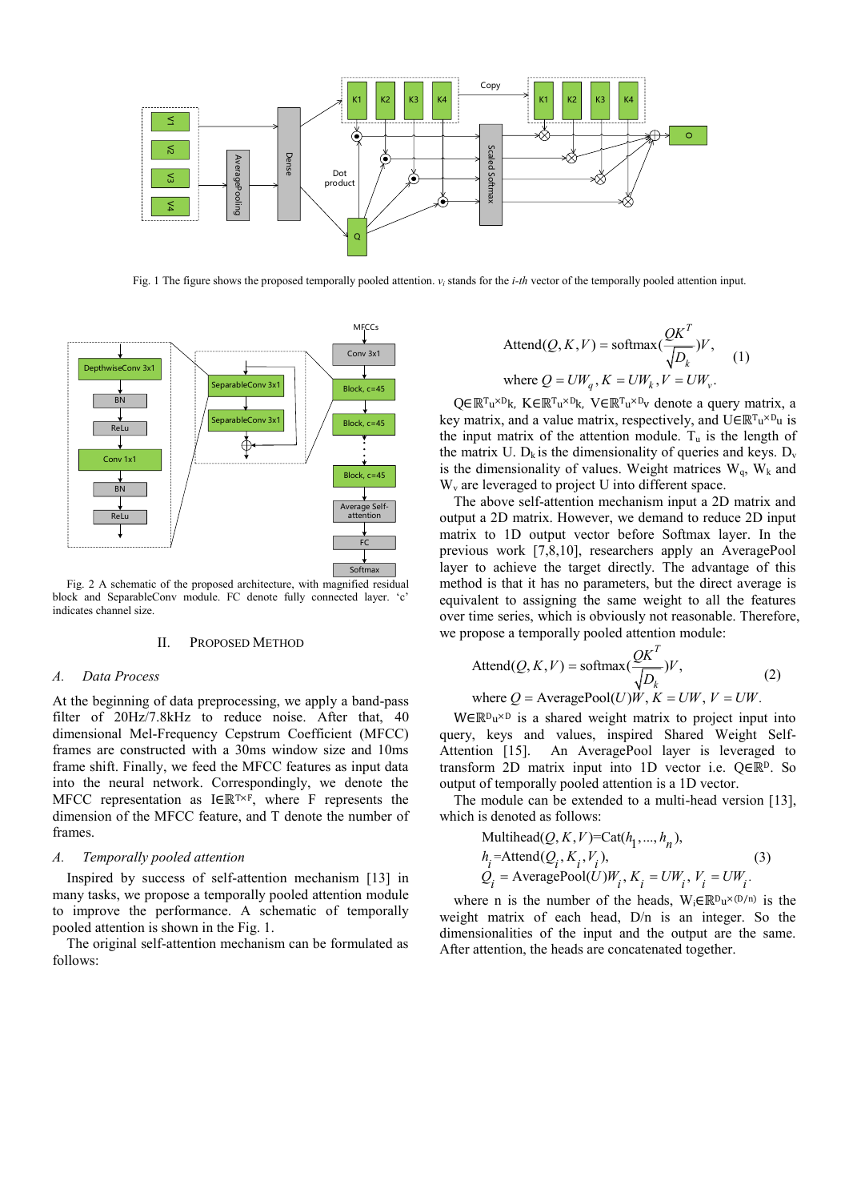Fig. 1 The figure shows the proposed temporally pooled attention. $v_i$ stands for the *i-th* vector of the temporally pooled attention input.

Fig. 2 A schematic of the proposed architecture, with magnified residual block and SeparableConv module. FC denote fully connected layer. 'c' indicates channel size.

## II. Proposed Method

### A. Data Process

At the beginning of data preprocessing, we apply a band-pass filter of 20Hz/7.8kHz to reduce noise. After that, 40 dimensional Mel-Frequency Cepstrum Coefficient (MFCC) frames are constructed with a 30ms window size and 10ms frame shift. Finally, we feed the MFCC features as input data into the neural network. Correspondingly, we denote the MFCC representation as $I \in \mathbb{R}^{T \times F}$, where F represents the dimension of the MFCC feature, and T denote the number of frames.

### A. Temporally pooled attention

Inspired by success of self-attention mechanism [13] in many tasks, we propose a temporally pooled attention module to improve the performance. A schematic of temporally pooled attention is shown in the Fig. 1.

The original self-attention mechanism can be formulated as follows:

$$\text{Attend}(Q,K,V) = \text{softmax}\left(\frac{QK^T}{\sqrt{D_k}}\right)V, \quad \text{where } Q = UW_q, K = UW_k, V = UW_v. \tag{1}$$

$Q \in \mathbb{R}^{T_u \times D_k}$, $K \in \mathbb{R}^{T_u \times D_k}$, $V \in \mathbb{R}^{T_u \times D_v}$ denote a query matrix, a key matrix, and a value matrix, respectively, and $U \in \mathbb{R}^{T_u \times D_u}$ is the input matrix of the attention module. $T_u$ is the length of the matrix U. $D_k$ is the dimensionality of queries and keys. $D_v$ is the dimensionality of values. Weight matrices $W_q$, $W_k$ and $W_v$ are leveraged to project U into different space.

The above self-attention mechanism input a 2D matrix and output a 2D matrix. However, we demand to reduce 2D input matrix to 1D output vector before Softmax layer. In the previous work [7,8,10], researchers apply an AveragePool layer to achieve the target directly. The advantage of this method is that it has no parameters, but the direct average is equivalent to assigning the same weight to all the features over time series, which is obviously not reasonable. Therefore, we propose a temporally pooled attention module:

$$\text{Attend}(Q,K,V) = \text{softmax}\left(\frac{QK^T}{\sqrt{D_k}}\right)V, \quad \text{where } Q = \text{AveragePool}(U)W, K = UW, V = UW. \tag{2}$$

$W \in \mathbb{R}^{D_u \times D}$ is a shared weight matrix to project input into query, keys and values, inspired Shared Weight Self-Attention [15]. An AveragePool layer is leveraged to transform 2D matrix input into 1D vector i.e. $Q \in \mathbb{R}^{D}$. So output of temporally pooled attention is a 1D vector.

The module can be extended to a multi-head version [13], which is denoted as follows:

$$\begin{aligned} &\text{Multihead}(Q,K,V) = \text{Cat}(h_1,\ldots,h_n), \\ &h_i = \text{Attend}(Q_i,K_i,V_i), \\ &Q_i = \text{AveragePool}(U)W_i, K_i = UW_i, V_i = UW_i. \end{aligned} \tag{3}$$

where n is the number of the heads, $W_i \in \mathbb{R}^{D_u \times (D/n)}$ is the weight matrix of each head, D/n is an integer. So the dimensionalities of the input and the output are the same. After attention, the heads are concatenated together.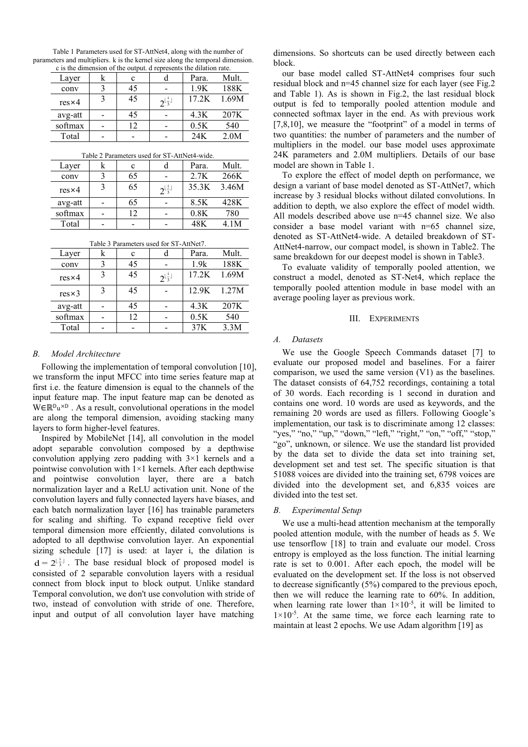Table 1 Parameters used for ST-AttNet4, along with the number of parameters and multipliers. k is the kernel size along the temporal dimension. c is the dimension of the output. d represents the dilation rate.

| Layer | k | c | d | Para. | Mult. |
|---|---|---|---|---|---|
| conv | 3 | 45 | - | 1.9K | 188K |
| res×4 | 3 | 45 | $2^{\lfloor \frac{i}{3} \rfloor}$ | 17.2K | 1.69M |
| avg-att | - | 45 | - | 4.3K | 207K |
| softmax | - | 12 | - | 0.5K | 540 |
| Total | - | - | - | 24K | 2.0M |

Table 2 Parameters used for ST-AttNet4-wide.

| Layer | k | c | d | Para. | Mult. |
|---|---|---|---|---|---|
| conv | 3 | 65 | - | 2.7K | 266K |
| res×4 | 3 | 65 | $2^{\lfloor \frac{i}{3} \rfloor}$ | 35.3K | 3.46M |
| avg-att | - | 65 | - | 8.5K | 428K |
| softmax | - | 12 | - | 0.8K | 780 |
| Total | - | - | - | 48K | 4.1M |

Table 3 Parameters used for ST-AttNet7.

| Layer | k | c | d | Para. | Mult. |
|---|---|---|---|---|---|
| conv | 3 | 45 | - | 1.9k | 188K |
| res×4 | 3 | 45 | $2^{\lfloor \frac{i}{3} \rfloor}$ | 17.2K | 1.69M |
| res×3 | 3 | 45 | - | 12.9K | 1.27M |
| avg-att | - | 45 | - | 4.3K | 207K |
| softmax | - | 12 | - | 0.5K | 540 |
| Total | - | - | - | 37K | 3.3M |

### *B. Model Architecture*

Following the implementation of temporal convolution [10], we transform the input MFCC into time series feature map at first i.e. the feature dimension is equal to the channels of the input feature map. The input feature map can be denoted as $W \in \mathbb{R}^{D_u \times D}$ . As a result, convolutional operations in the model are along the temporal dimension, avoiding stacking many layers to form higher-level features.

Inspired by MobileNet [14], all convolution in the model adopt separable convolution composed by a depthwise convolution applying zero padding with 3×1 kernels and a pointwise convolution with 1×1 kernels. After each depthwise and pointwise convolution layer, there are a batch normalization layer and a ReLU activation unit. None of the convolution layers and fully connected layers have biases, and each batch normalization layer [16] has trainable parameters for scaling and shifting. To expand receptive field over temporal dimension more effciently, dilated convolutions is adopted to all depthwise convolution layer. An exponential sizing schedule [17] is used: at layer i, the dilation is $d = 2^{\lfloor \frac{i}{3} \rfloor}$ . The base residual block of proposed model is consisted of 2 separable convolution layers with a residual connect from block input to block output. Unlike standard Temporal convolution, we don't use convolution with stride of two, instead of convolution with stride of one. Therefore, input and output of all convolution layer have matching dimensions. So shortcuts can be used directly between each block.

our base model called ST-AttNet4 comprises four such residual block and n=45 channel size for each layer (see Fig.2 and Table 1). As is shown in Fig.2, the last residual block output is fed to temporally pooled attention module and connected softmax layer in the end. As with previous work [7,8,10], we measure the "footprint" of a model in terms of two quantities: the number of parameters and the number of multipliers in the model. our base model uses approximate 24K parameters and 2.0M multipliers. Details of our base model are shown in Table 1.

To explore the effect of model depth on performance, we design a variant of base model denoted as ST-AttNet7, which increase by 3 residual blocks without dilated convolutions. In addition to depth, we also explore the effect of model width. All models described above use n=45 channel size. We also consider a base model variant with n=65 channel size, denoted as ST-AttNet4-wide. A detailed breakdown of ST-AttNet4-narrow, our compact model, is shown in Table2. The same breakdown for our deepest model is shown in Table3.

To evaluate validity of temporally pooled attention, we construct a model, denoted as ST-Net4, which replace the temporally pooled attention module in base model with an average pooling layer as previous work.

## III. Experiments

### *A. Datasets*

We use the Google Speech Commands dataset [7] to evaluate our proposed model and baselines. For a fairer comparison, we used the same version (V1) as the baselines. The dataset consists of 64,752 recordings, containing a total of 30 words. Each recording is 1 second in duration and contains one word. 10 words are used as keywords, and the remaining 20 words are used as fillers. Following Google's implementation, our task is to discriminate among 12 classes: "yes," "no," "up," "down," "left," "right," "on," "off," "stop," "go", unknown, or silence. We use the standard list provided by the data set to divide the data set into training set, development set and test set. The specific situation is that 51088 voices are divided into the training set, 6798 voices are divided into the development set, and 6,835 voices are divided into the test set.

### *B. Experimental Setup*

We use a multi-head attention mechanism at the temporally pooled attention module, with the number of heads as 5. We use tensorflow [18] to train and evaluate our model. Cross entropy is employed as the loss function. The initial learning rate is set to 0.001. After each epoch, the model will be evaluated on the development set. If the loss is not observed to decrease significantly (5%) compared to the previous epoch, then we will reduce the learning rate to 60%. In addition, when learning rate lower than $1\times10^{-5}$, it will be limited to $1\times10^{-5}$. At the same time, we force each learning rate to maintain at least 2 epochs. We use Adam algorithm [19] as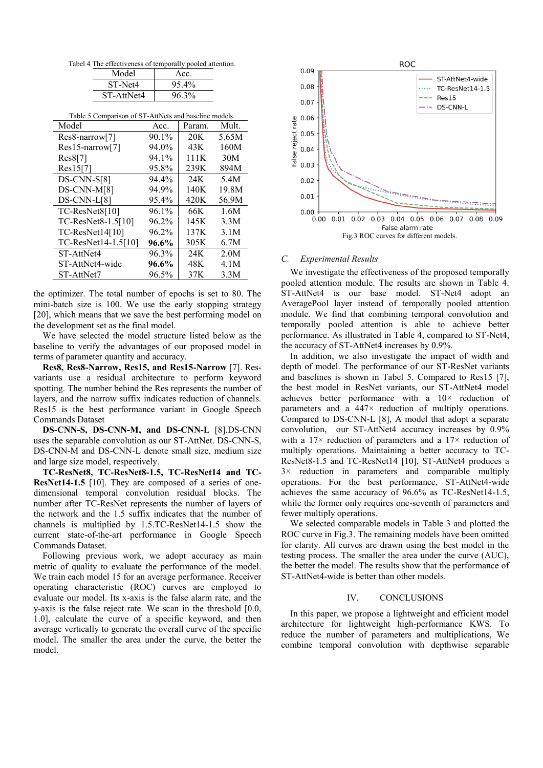Tabel 4 The effectiveness of temporally pooled attention.

| Model | Acc. |
|---|---|
| ST-Net4 | 95.4% |
| ST-AttNet4 | 96.3% |

Table 5 Comparison of ST-AttNets and baseline models.

| Model | Acc. | Param. | Mult. |
|---|---|---|---|
| Res8-narrow[7] | 90.1% | 20K | 5.65M |
| Res15-narrow[7] | 94.0% | 43K | 160M |
| Res8[7] | 94.1% | 111K | 30M |
| Res15[7] | 95.8% | 239K | 894M |
| DS-CNN-S[8] | 94.4% | 24K | 5.4M |
| DS-CNN-M[8] | 94.9% | 140K | 19.8M |
| DS-CNN-L[8] | 95.4% | 420K | 56.9M |
| TC-ResNet8[10] | 96.1% | 66K | 1.6M |
| TC-ResNet8-1.5[10] | 96.2% | 145K | 3.3M |
| TC-ResNet14[10] | 96.2% | 137K | 3.1M |
| TC-ResNet14-1.5[10] | **96.6%** | 305K | 6.7M |
| ST-AttNet4 | 96.3% | 24K | 2.0M |
| ST-AttNet4-wide | **96.6%** | 48K | 4.1M |
| ST-AttNet7 | 96.5% | 37K | 3.3M |

the optimizer. The total number of epochs is set to 80. The mini-batch size is 100. We use the early stopping strategy [20], which means that we save the best performing model on the development set as the final model.

We have selected the model structure listed below as the baseline to verify the advantages of our proposed model in terms of parameter quantity and accuracy.

**Res8, Res8-Narrow, Res15, and Res15-Narrow** [7]. Res-variants use a residual architecture to perform keyword spotting. The number behind the Res represents the number of layers, and the narrow suffix indicates reduction of channels. Res15 is the best performance variant in Google Speech Commands Dataset

**DS-CNN-S, DS-CNN-M, and DS-CNN-L** [8].DS-CNN uses the separable convolution as our ST-AttNet. DS-CNN-S, DS-CNN-M and DS-CNN-L denote small size, medium size and large size model, respectively.

**TC-ResNet8, TC-ResNet8-1.5, TC-ResNet14 and TC-ResNet14-1.5** [10]. They are composed of a series of one-dimensional temporal convolution residual blocks. The number after TC-ResNet represents the number of layers of the network and the 1.5 suffix indicates that the number of channels is multiplied by 1.5.TC-ResNet14-1.5 show the current state-of-the-art performance in Google Speech Commands Dataset.

Following previous work, we adopt accuracy as main metric of quality to evaluate the performance of the model. We train each model 15 for an average performance. Receiver operating characteristic (ROC) curves are employed to evaluate our model. Its x-axis is the false alarm rate, and the y-axis is the false reject rate. We scan in the threshold [0.0, 1.0], calculate the curve of a specific keyword, and then average vertically to generate the overall curve of the specific model. The smaller the area under the curve, the better the model.

Fig.3 ROC curves for different models.

### *C. Experimental Results*

We investigate the effectiveness of the proposed temporally pooled attention module. The results are shown in Table 4. ST-AttNet4 is our base model. ST-Net4 adopt an AveragePool layer instead of temporally pooled attention module. We find that combining temporal convolution and temporally pooled attention is able to achieve better performance. As illustrated in Table 4, compared to ST-Net4, the accuracy of ST-AttNet4 increases by 0.9%.

In addition, we also investigate the impact of width and depth of model. The performance of our ST-ResNet variants and baselines is shown in Tabel 5. Compared to Res15 [7], the best model in ResNet variants, our ST-AttNet4 model achieves better performance with a 10× reduction of parameters and a 447× reduction of multiply operations. Compared to DS-CNN-L [8], A model that adopt a separate convolution, our ST-AttNet4 accuracy increases by 0.9% with a 17× reduction of parameters and a 17× reduction of multiply operations. Maintaining a better accuracy to TC-ResNet8-1.5 and TC-ResNet14 [10], ST-AttNet4 produces a 3× reduction in parameters and comparable multiply operations. For the best performance, ST-AttNet4-wide achieves the same accuracy of 96.6% as TC-ResNet14-1.5, while the former only requires one-seventh of parameters and fewer multiply operations.

We selected comparable models in Table 3 and plotted the ROC curve in Fig.3. The remaining models have been omitted for clarity. All curves are drawn using the best model in the testing process. The smaller the area under the curve (AUC), the better the model. The results show that the performance of ST-AttNet4-wide is better than other models.

## IV. CONCLUSIONS

In this paper, we propose a lightweight and efficient model architecture for lightweight high-performance KWS. To reduce the number of parameters and multiplications, We combine temporal convolution with depthwise separable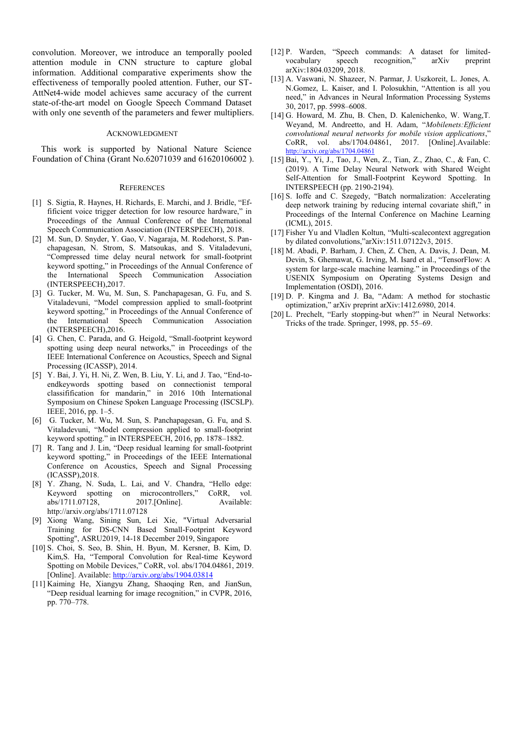convolution. Moreover, we introduce an temporally pooled attention module in CNN structure to capture global information. Additional comparative experiments show the effectiveness of temporally pooled attention. Futher, our ST-AttNet4-wide model achieves same accuracy of the current state-of-the-art model on Google Speech Command Dataset with only one seventh of the parameters and fewer multipliers.

## ACKNOWLEDGMENT

This work is supported by National Nature Science Foundation of China (Grant No.62071039 and 61620106002 ).

## REFERENCES

[1] S. Sigtia, R. Haynes, H. Richards, E. Marchi, and J. Bridle, "Efficient voice trigger detection for low resource hardware," in Proceedings of the Annual Conference of the International Speech Communication Association (INTERSPEECH), 2018.

[2] M. Sun, D. Snyder, Y. Gao, V. Nagaraja, M. Rodehorst, S. Panchapagesan, N. Strom, S. Matsoukas, and S. Vitaladevuni, "Compressed time delay neural network for small-footprint keyword spotting," in Proceedings of the Annual Conference of the International Speech Communication Association (INTERSPEECH),2017.

[3] G. Tucker, M. Wu, M. Sun, S. Panchapagesan, G. Fu, and S. Vitaladevuni, "Model compression applied to small-footprint keyword spotting," in Proceedings of the Annual Conference of the International Speech Communication Association (INTERSPEECH),2016.

[4] G. Chen, C. Parada, and G. Heigold, "Small-footprint keyword spotting using deep neural networks," in Proceedings of the IEEE International Conference on Acoustics, Speech and Signal Processing (ICASSP), 2014.

[5] Y. Bai, J. Yi, H. Ni, Z. Wen, B. Liu, Y. Li, and J. Tao, "End-to-endkeywords spotting based on connectionist temporal classification for mandarin," in 2016 10th International Symposium on Chinese Spoken Language Processing (ISCSLP). IEEE, 2016, pp. 1–5.

[6] G. Tucker, M. Wu, M. Sun, S. Panchapagesan, G. Fu, and S. Vitaladevuni, "Model compression applied to small-footprint keyword spotting." in INTERSPEECH, 2016, pp. 1878–1882.

[7] R. Tang and J. Lin, "Deep residual learning for small-footprint keyword spotting," in Proceedings of the IEEE International Conference on Acoustics, Speech and Signal Processing (ICASSP),2018.

[8] Y. Zhang, N. Suda, L. Lai, and V. Chandra, "Hello edge: Keyword spotting on microcontrollers," CoRR, vol. abs/1711.07128, 2017.[Online]. Available: http://arxiv.org/abs/1711.07128

[9] Xiong Wang, Sining Sun, Lei Xie, "Virtual Adversarial Training for DS-CNN Based Small-Footprint Keyword Spotting", ASRU2019, 14-18 December 2019, Singapore

[10] S. Choi, S. Seo, B. Shin, H. Byun, M. Kersner, B. Kim, D. Kim,S. Ha, "Temporal Convolution for Real-time Keyword Spotting on Mobile Devices," CoRR, vol. abs/1704.04861, 2019. [Online]. Available: http://arxiv.org/abs/1904.03814

[11] Kaiming He, Xiangyu Zhang, Shaoqing Ren, and JianSun, "Deep residual learning for image recognition," in CVPR, 2016, pp. 770–778.

[12] P. Warden, "Speech commands: A dataset for limited-vocabulary speech recognition," arXiv preprint arXiv:1804.03209, 2018.

[13] A. Vaswani, N. Shazeer, N. Parmar, J. Uszkoreit, L. Jones, A. N.Gomez, L. Kaiser, and I. Polosukhin, "Attention is all you need," in Advances in Neural Information Processing Systems 30, 2017, pp. 5998–6008.

[14] G. Howard, M. Zhu, B. Chen, D. Kalenichenko, W. Wang,T. Weyand, M. Andreetto, and H. Adam, "*Mobilenets:Efficient convolutional neural networks for mobile vision applications*," CoRR, vol. abs/1704.04861, 2017. [Online].Available: http://arxiv.org/abs/1704.04861

[15] Bai, Y., Yi, J., Tao, J., Wen, Z., Tian, Z., Zhao, C., & Fan, C. (2019). A Time Delay Neural Network with Shared Weight Self-Attention for Small-Footprint Keyword Spotting. In INTERSPEECH (pp. 2190-2194).

[16] S. Ioffe and C. Szegedy, "Batch normalization: Accelerating deep network training by reducing internal covariate shift," in Proceedings of the Internal Conference on Machine Learning (ICML), 2015.

[17] Fisher Yu and Vladlen Koltun, "Multi-scalecontext aggregation by dilated convolutions,"arXiv:1511.07122v3, 2015.

[18] M. Abadi, P. Barham, J. Chen, Z. Chen, A. Davis, J. Dean, M. Devin, S. Ghemawat, G. Irving, M. Isard et al., "TensorFlow: A system for large-scale machine learning." in Proceedings of the USENIX Symposium on Operating Systems Design and Implementation (OSDI), 2016.

[19] D. P. Kingma and J. Ba, "Adam: A method for stochastic optimization," arXiv preprint arXiv:1412.6980, 2014.

[20] L. Prechelt, "Early stopping-but when?" in Neural Networks: Tricks of the trade. Springer, 1998, pp. 55–69.